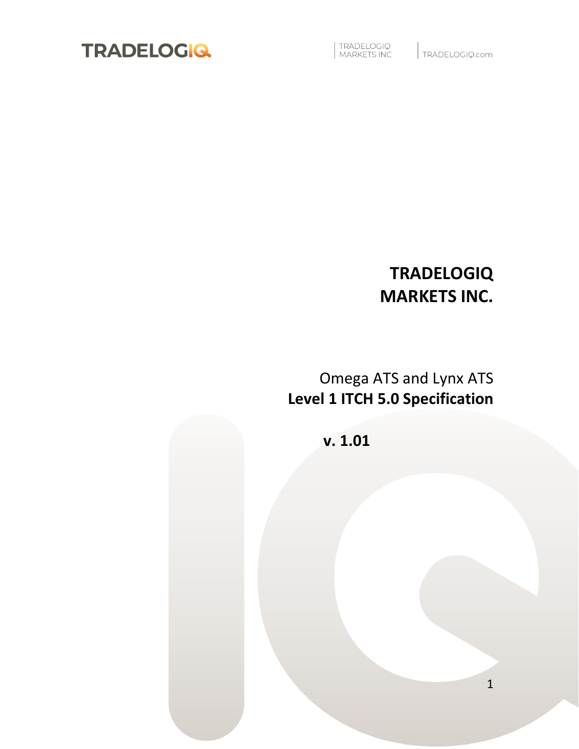TRADELOGIQ

TRADELOGIQ MARKETS INC | TRADELOGIQ.com

# TRADELOGIQ MARKETS INC.

Omega ATS and Lynx ATS

**Level 1 ITCH 5.0 Specification**

**v. 1.01**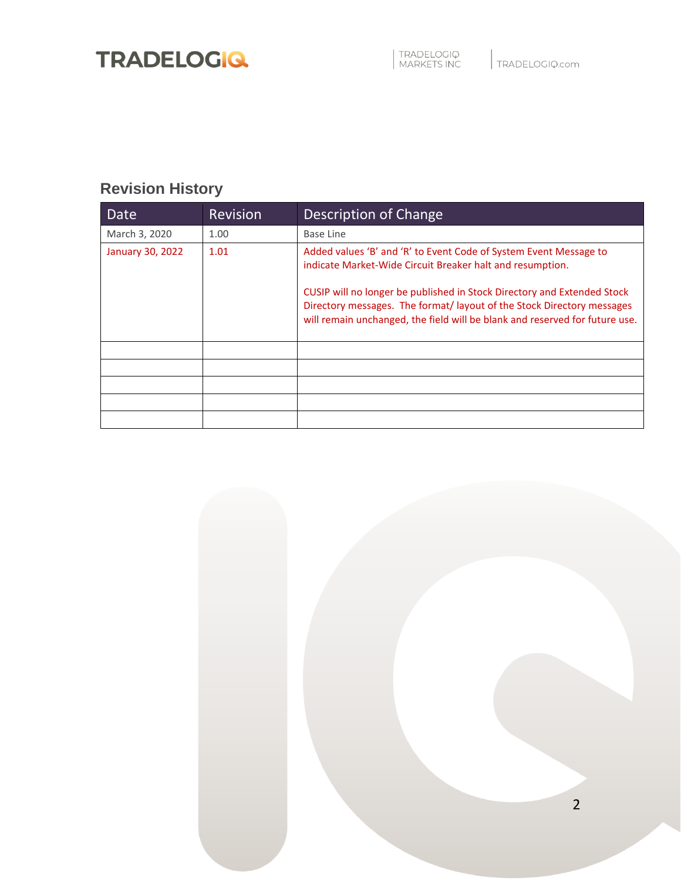## Revision History

| Date | Revision | Description of Change |
|---|---|---|
| March 3, 2020 | 1.00 | Base Line |
| January 30, 2022 | 1.01 | Added values 'B' and 'R' to Event Code of System Event Message to indicate Market-Wide Circuit Breaker halt and resumption.<br><br>CUSIP will no longer be published in Stock Directory and Extended Stock Directory messages. The format/ layout of the Stock Directory messages will remain unchanged, the field will be blank and reserved for future use. |
| | | |
| | | |
| | | |
| | | |
| | | |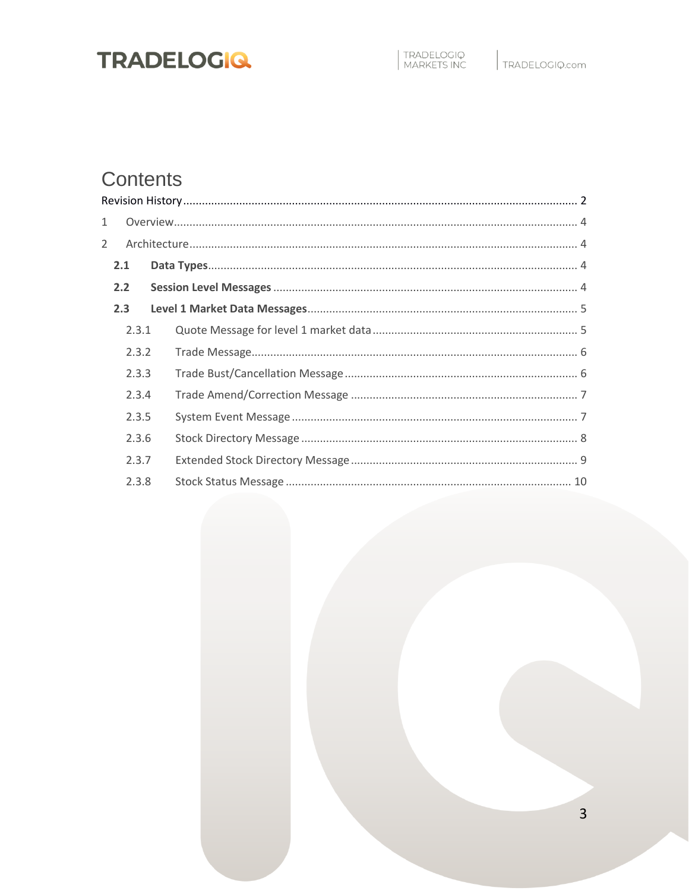# Contents

Revision History ........ 2

1 Overview ........ 4

2 Architecture ........ 4

- **2.1 Data Types** ........ 4
- **2.2 Session Level Messages** ........ 4
- **2.3 Level 1 Market Data Messages** ........ 5
  - 2.3.1 Quote Message for level 1 market data ........ 5
  - 2.3.2 Trade Message ........ 6
  - 2.3.3 Trade Bust/Cancellation Message ........ 6
  - 2.3.4 Trade Amend/Correction Message ........ 7
  - 2.3.5 System Event Message ........ 7
  - 2.3.6 Stock Directory Message ........ 8
  - 2.3.7 Extended Stock Directory Message ........ 9
  - 2.3.8 Stock Status Message ........ 10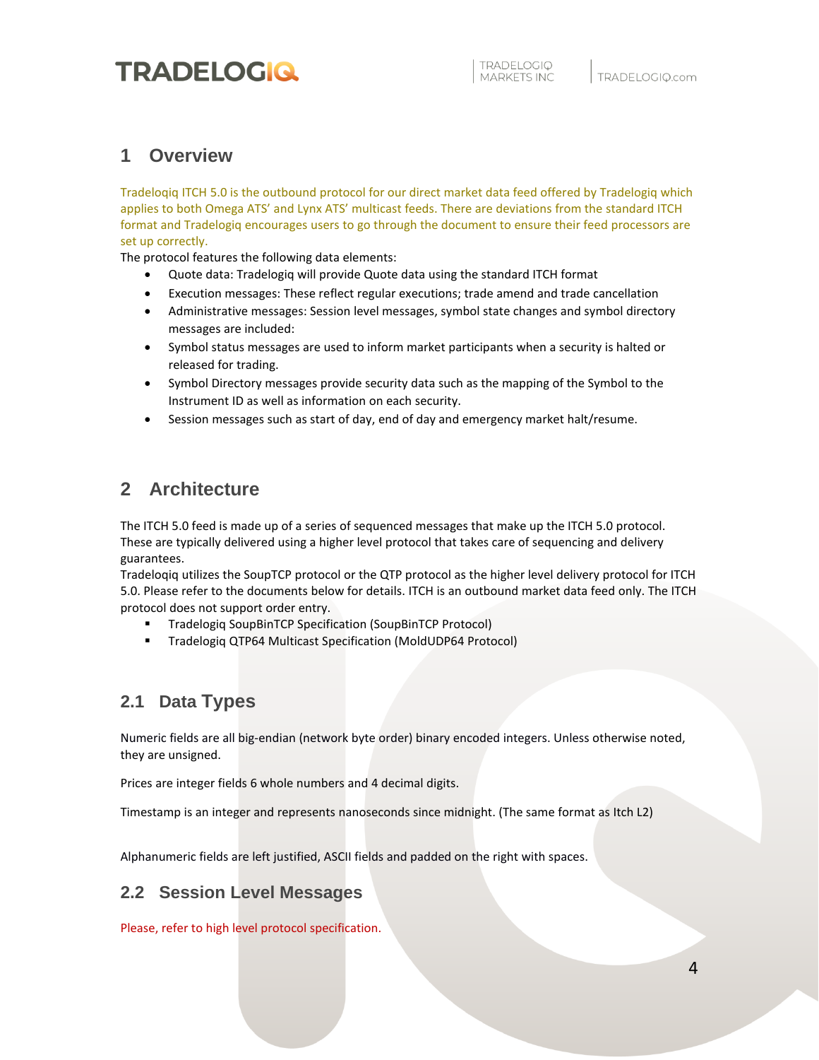# 1 Overview

Tradeloqiq ITCH 5.0 is the outbound protocol for our direct market data feed offered by Tradelogiq which applies to both Omega ATS' and Lynx ATS' multicast feeds. There are deviations from the standard ITCH format and Tradelogiq encourages users to go through the document to ensure their feed processors are set up correctly.

The protocol features the following data elements:

- Quote data: Tradelogiq will provide Quote data using the standard ITCH format
- Execution messages: These reflect regular executions; trade amend and trade cancellation
- Administrative messages: Session level messages, symbol state changes and symbol directory messages are included:
- Symbol status messages are used to inform market participants when a security is halted or released for trading.
- Symbol Directory messages provide security data such as the mapping of the Symbol to the Instrument ID as well as information on each security.
- Session messages such as start of day, end of day and emergency market halt/resume.

# 2 Architecture

The ITCH 5.0 feed is made up of a series of sequenced messages that make up the ITCH 5.0 protocol. These are typically delivered using a higher level protocol that takes care of sequencing and delivery guarantees.

Tradeloqiq utilizes the SoupTCP protocol or the QTP protocol as the higher level delivery protocol for ITCH 5.0. Please refer to the documents below for details. ITCH is an outbound market data feed only. The ITCH protocol does not support order entry.

- Tradelogiq SoupBinTCP Specification (SoupBinTCP Protocol)
- Tradelogiq QTP64 Multicast Specification (MoldUDP64 Protocol)

## 2.1 Data Types

Numeric fields are all big-endian (network byte order) binary encoded integers. Unless otherwise noted, they are unsigned.

Prices are integer fields 6 whole numbers and 4 decimal digits.

Timestamp is an integer and represents nanoseconds since midnight. (The same format as Itch L2)

Alphanumeric fields are left justified, ASCII fields and padded on the right with spaces.

## 2.2 Session Level Messages

Please, refer to high level protocol specification.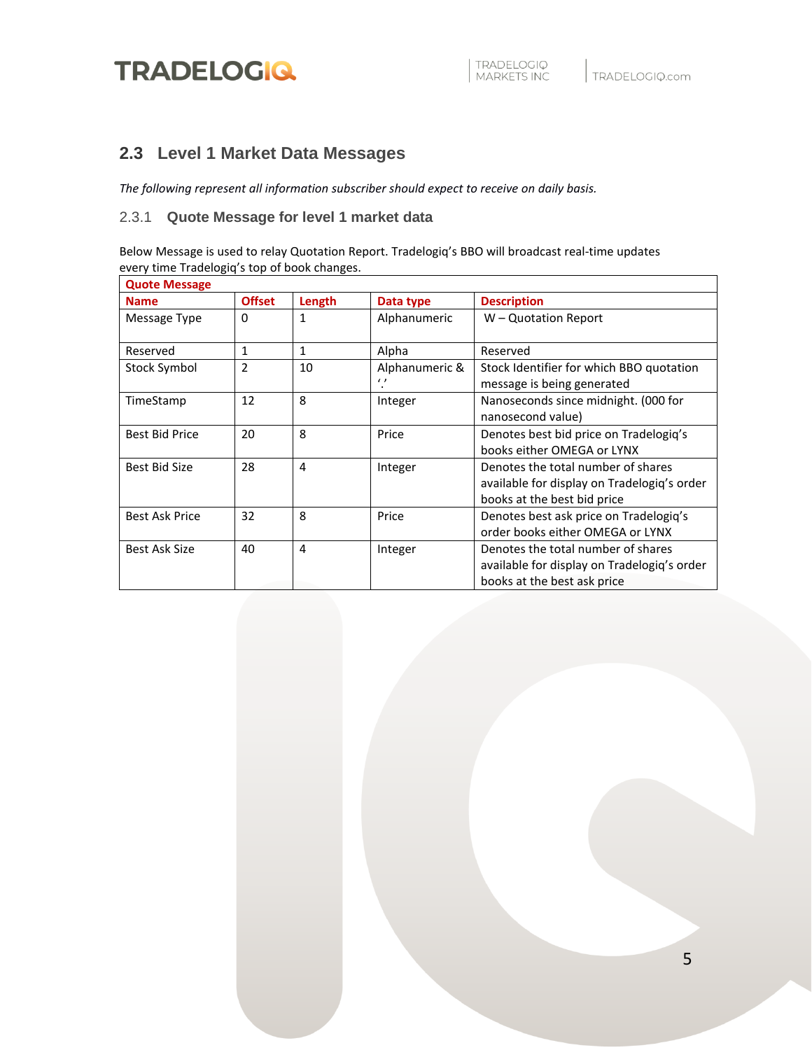## 2.3 Level 1 Market Data Messages

*The following represent all information subscriber should expect to receive on daily basis.*

### 2.3.1 Quote Message for level 1 market data

Below Message is used to relay Quotation Report. Tradelogiq's BBO will broadcast real-time updates every time Tradelogiq's top of book changes.

| Quote Message | | | | |
|---|---|---|---|---|
| **Name** | **Offset** | **Length** | **Data type** | **Description** |
| Message Type | 0 | 1 | Alphanumeric | W – Quotation Report |
| Reserved | 1 | 1 | Alpha | Reserved |
| Stock Symbol | 2 | 10 | Alphanumeric & '.' | Stock Identifier for which BBO quotation message is being generated |
| TimeStamp | 12 | 8 | Integer | Nanoseconds since midnight. (000 for nanosecond value) |
| Best Bid Price | 20 | 8 | Price | Denotes best bid price on Tradelogiq's books either OMEGA or LYNX |
| Best Bid Size | 28 | 4 | Integer | Denotes the total number of shares available for display on Tradelogiq's order books at the best bid price |
| Best Ask Price | 32 | 8 | Price | Denotes best ask price on Tradelogiq's order books either OMEGA or LYNX |
| Best Ask Size | 40 | 4 | Integer | Denotes the total number of shares available for display on Tradelogiq's order books at the best ask price |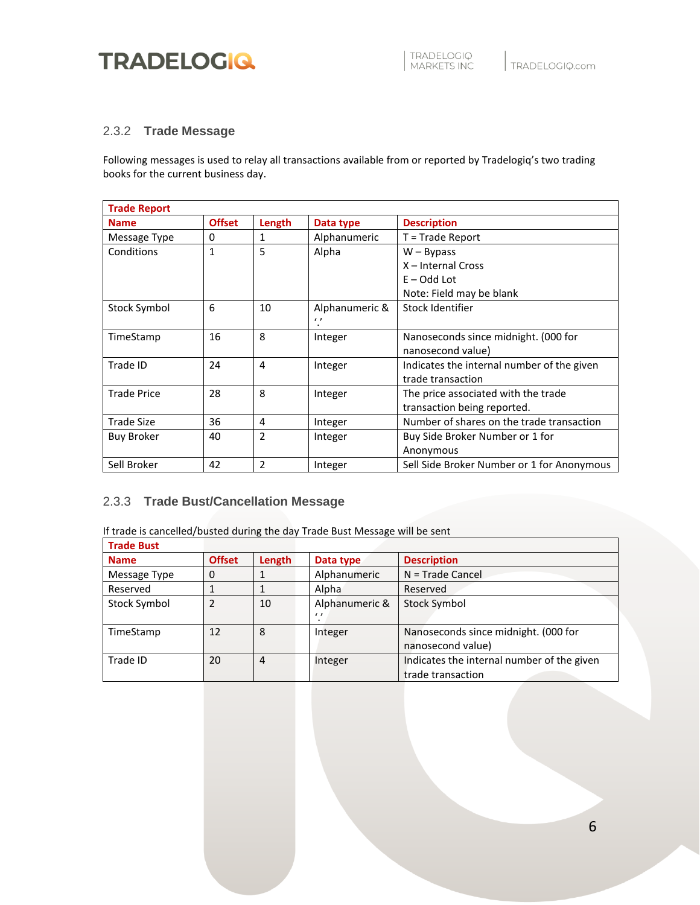### 2.3.2 Trade Message

Following messages is used to relay all transactions available from or reported by Tradelogiq's two trading books for the current business day.

| Trade Report | | | | |
|---|---|---|---|---|
| **Name** | **Offset** | **Length** | **Data type** | **Description** |
| Message Type | 0 | 1 | Alphanumeric | T = Trade Report |
| Conditions | 1 | 5 | Alpha | W – Bypass<br>X – Internal Cross<br>E – Odd Lot<br>Note: Field may be blank |
| Stock Symbol | 6 | 10 | Alphanumeric & '.' | Stock Identifier |
| TimeStamp | 16 | 8 | Integer | Nanoseconds since midnight. (000 for nanosecond value) |
| Trade ID | 24 | 4 | Integer | Indicates the internal number of the given trade transaction |
| Trade Price | 28 | 8 | Integer | The price associated with the trade transaction being reported. |
| Trade Size | 36 | 4 | Integer | Number of shares on the trade transaction |
| Buy Broker | 40 | 2 | Integer | Buy Side Broker Number or 1 for Anonymous |
| Sell Broker | 42 | 2 | Integer | Sell Side Broker Number or 1 for Anonymous |

### 2.3.3 Trade Bust/Cancellation Message

If trade is cancelled/busted during the day Trade Bust Message will be sent

| Trade Bust | | | | |
|---|---|---|---|---|
| **Name** | **Offset** | **Length** | **Data type** | **Description** |
| Message Type | 0 | 1 | Alphanumeric | N = Trade Cancel |
| Reserved | 1 | 1 | Alpha | Reserved |
| Stock Symbol | 2 | 10 | Alphanumeric & '.' | Stock Symbol |
| TimeStamp | 12 | 8 | Integer | Nanoseconds since midnight. (000 for nanosecond value) |
| Trade ID | 20 | 4 | Integer | Indicates the internal number of the given trade transaction |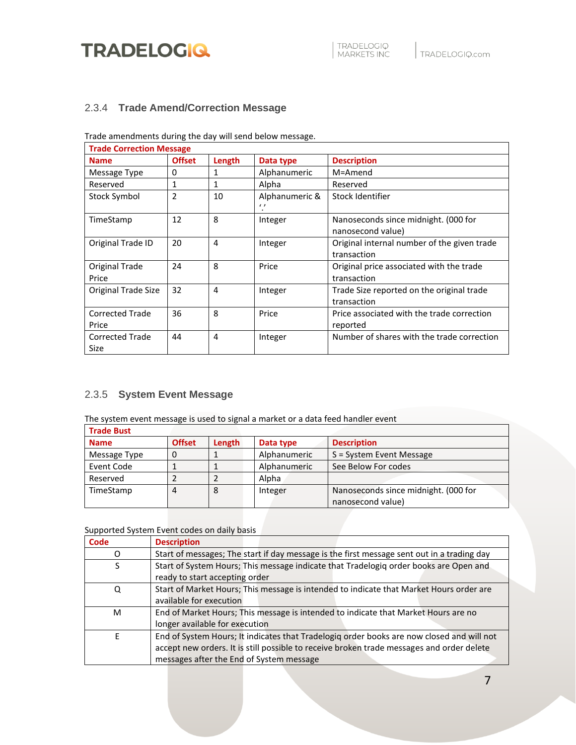### 2.3.4 Trade Amend/Correction Message

Trade amendments during the day will send below message.

| Trade Correction Message | | | | |
|---|---|---|---|---|
| **Name** | **Offset** | **Length** | **Data type** | **Description** |
| Message Type | 0 | 1 | Alphanumeric | M=Amend |
| Reserved | 1 | 1 | Alpha | Reserved |
| Stock Symbol | 2 | 10 | Alphanumeric & '.' | Stock Identifier |
| TimeStamp | 12 | 8 | Integer | Nanoseconds since midnight. (000 for nanosecond value) |
| Original Trade ID | 20 | 4 | Integer | Original internal number of the given trade transaction |
| Original Trade Price | 24 | 8 | Price | Original price associated with the trade transaction |
| Original Trade Size | 32 | 4 | Integer | Trade Size reported on the original trade transaction |
| Corrected Trade Price | 36 | 8 | Price | Price associated with the trade correction reported |
| Corrected Trade Size | 44 | 4 | Integer | Number of shares with the trade correction |

### 2.3.5 System Event Message

The system event message is used to signal a market or a data feed handler event

| Trade Bust | | | | |
|---|---|---|---|---|
| **Name** | **Offset** | **Length** | **Data type** | **Description** |
| Message Type | 0 | 1 | Alphanumeric | S = System Event Message |
| Event Code | 1 | 1 | Alphanumeric | See Below For codes |
| Reserved | 2 | 2 | Alpha | |
| TimeStamp | 4 | 8 | Integer | Nanoseconds since midnight. (000 for nanosecond value) |

Supported System Event codes on daily basis

| Code | Description |
|---|---|
| O | Start of messages; The start if day message is the first message sent out in a trading day |
| S | Start of System Hours; This message indicate that Tradelogiq order books are Open and ready to start accepting order |
| Q | Start of Market Hours; This message is intended to indicate that Market Hours order are available for execution |
| M | End of Market Hours; This message is intended to indicate that Market Hours are no longer available for execution |
| E | End of System Hours; It indicates that Tradelogiq order books are now closed and will not accept new orders. It is still possible to receive broken trade messages and order delete messages after the End of System message |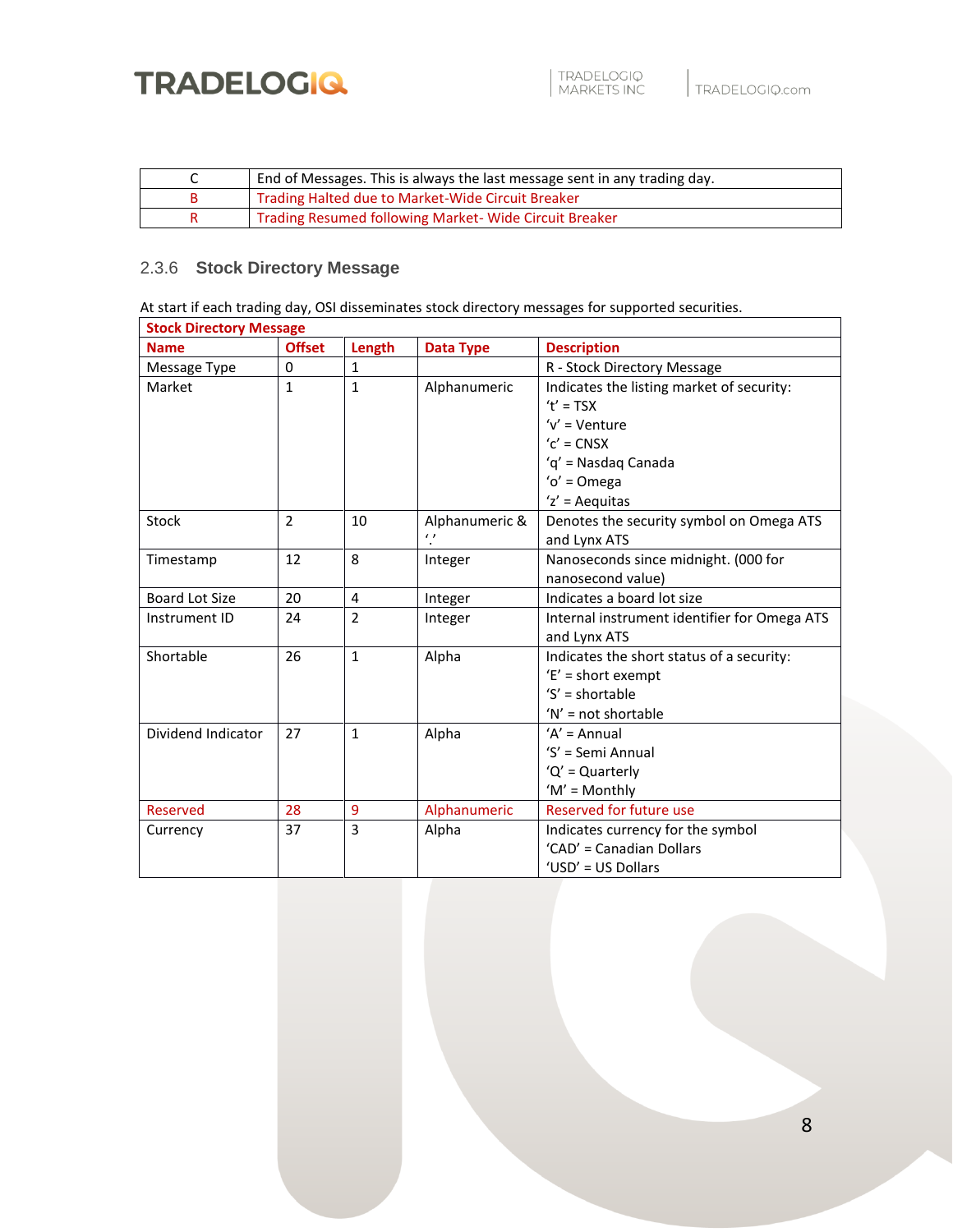| C | End of Messages. This is always the last message sent in any trading day. |
|---|---|
| B | Trading Halted due to Market-Wide Circuit Breaker |
| R | Trading Resumed following Market- Wide Circuit Breaker |

### 2.3.6 Stock Directory Message

At start if each trading day, OSI disseminates stock directory messages for supported securities.

| Stock Directory Message | | | | |
|---|---|---|---|---|
| **Name** | **Offset** | **Length** | **Data Type** | **Description** |
| Message Type | 0 | 1 | | R - Stock Directory Message |
| Market | 1 | 1 | Alphanumeric | Indicates the listing market of security:<br>'t' = TSX<br>'v' = Venture<br>'c' = CNSX<br>'q' = Nasdaq Canada<br>'o' = Omega<br>'z' = Aequitas |
| Stock | 2 | 10 | Alphanumeric & '.' | Denotes the security symbol on Omega ATS and Lynx ATS |
| Timestamp | 12 | 8 | Integer | Nanoseconds since midnight. (000 for nanosecond value) |
| Board Lot Size | 20 | 4 | Integer | Indicates a board lot size |
| Instrument ID | 24 | 2 | Integer | Internal instrument identifier for Omega ATS and Lynx ATS |
| Shortable | 26 | 1 | Alpha | Indicates the short status of a security:<br>'E' = short exempt<br>'S' = shortable<br>'N' = not shortable |
| Dividend Indicator | 27 | 1 | Alpha | 'A' = Annual<br>'S' = Semi Annual<br>'Q' = Quarterly<br>'M' = Monthly |
| Reserved | 28 | 9 | Alphanumeric | Reserved for future use |
| Currency | 37 | 3 | Alpha | Indicates currency for the symbol<br>'CAD' = Canadian Dollars<br>'USD' = US Dollars |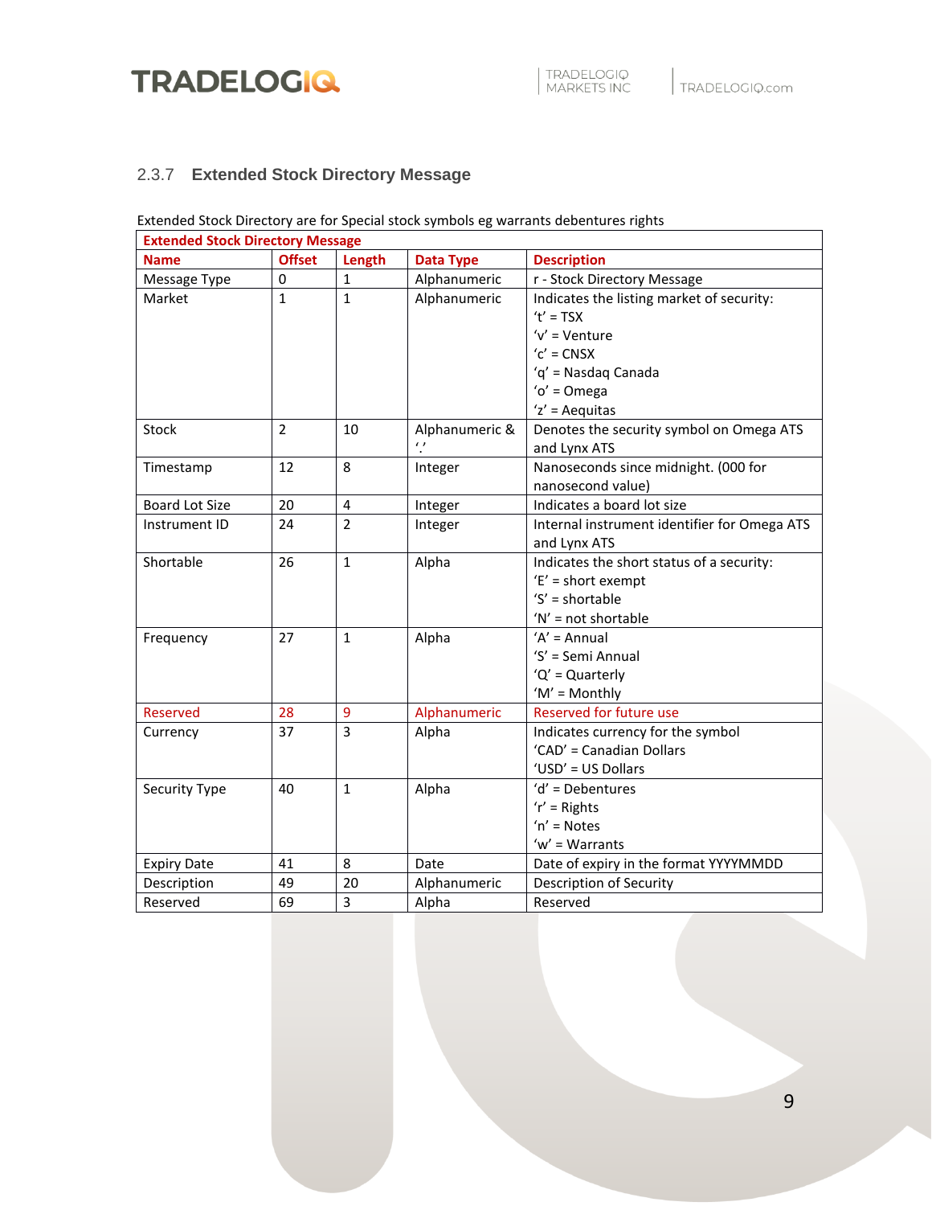### 2.3.7 Extended Stock Directory Message

Extended Stock Directory are for Special stock symbols eg warrants debentures rights

| Extended Stock Directory Message | | | | |
|---|---|---|---|---|
| **Name** | **Offset** | **Length** | **Data Type** | **Description** |
| Message Type | 0 | 1 | Alphanumeric | r - Stock Directory Message |
| Market | 1 | 1 | Alphanumeric | Indicates the listing market of security:<br>'t' = TSX<br>'v' = Venture<br>'c' = CNSX<br>'q' = Nasdaq Canada<br>'o' = Omega<br>'z' = Aequitas |
| Stock | 2 | 10 | Alphanumeric & '.' | Denotes the security symbol on Omega ATS and Lynx ATS |
| Timestamp | 12 | 8 | Integer | Nanoseconds since midnight. (000 for nanosecond value) |
| Board Lot Size | 20 | 4 | Integer | Indicates a board lot size |
| Instrument ID | 24 | 2 | Integer | Internal instrument identifier for Omega ATS and Lynx ATS |
| Shortable | 26 | 1 | Alpha | Indicates the short status of a security:<br>'E' = short exempt<br>'S' = shortable<br>'N' = not shortable |
| Frequency | 27 | 1 | Alpha | 'A' = Annual<br>'S' = Semi Annual<br>'Q' = Quarterly<br>'M' = Monthly |
| Reserved | 28 | 9 | Alphanumeric | Reserved for future use |
| Currency | 37 | 3 | Alpha | Indicates currency for the symbol<br>'CAD' = Canadian Dollars<br>'USD' = US Dollars |
| Security Type | 40 | 1 | Alpha | 'd' = Debentures<br>'r' = Rights<br>'n' = Notes<br>'w' = Warrants |
| Expiry Date | 41 | 8 | Date | Date of expiry in the format YYYYMMDD |
| Description | 49 | 20 | Alphanumeric | Description of Security |
| Reserved | 69 | 3 | Alpha | Reserved |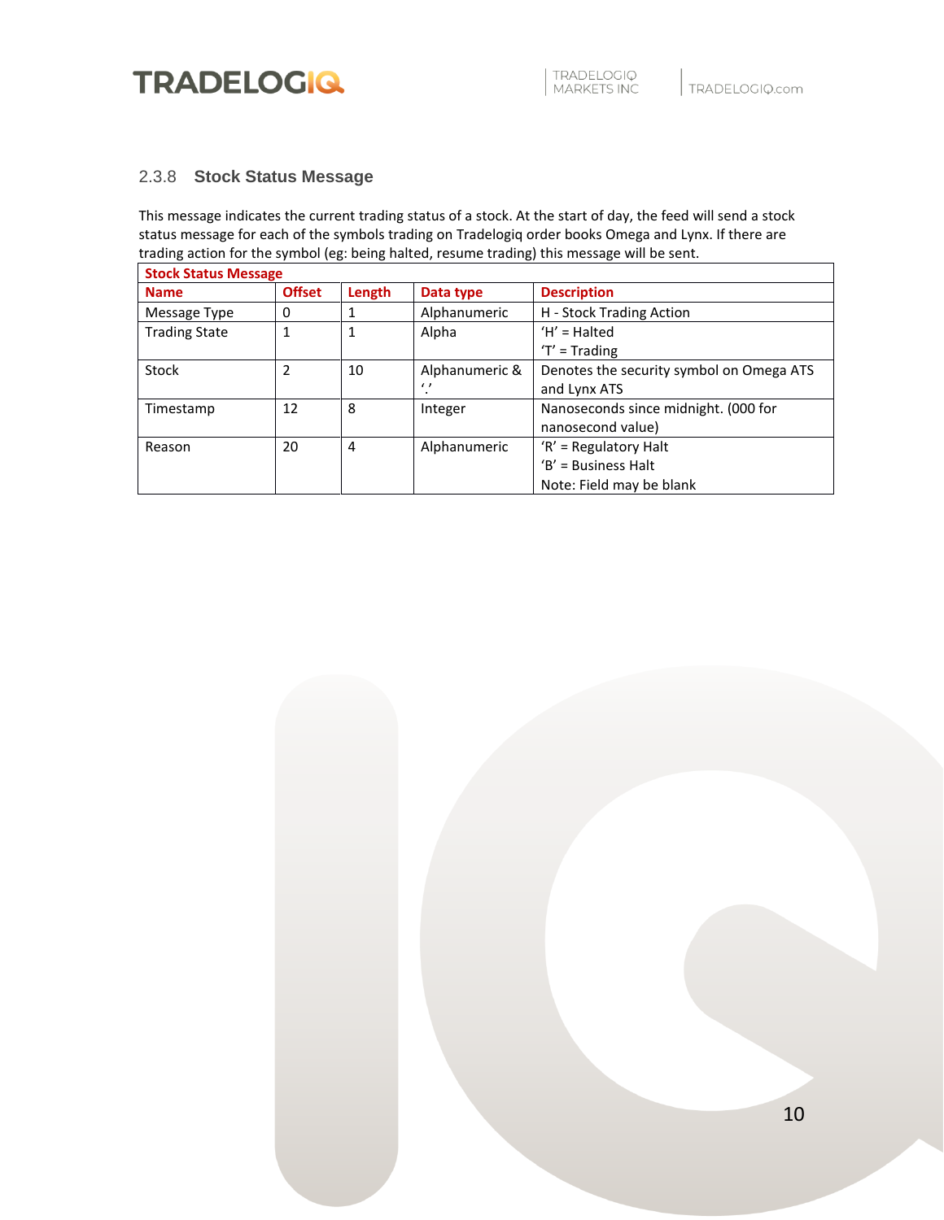### 2.3.8 Stock Status Message

This message indicates the current trading status of a stock. At the start of day, the feed will send a stock status message for each of the symbols trading on Tradelogiq order books Omega and Lynx. If there are trading action for the symbol (eg: being halted, resume trading) this message will be sent.

| Stock Status Message | | | | |
|---|---|---|---|---|
| **Name** | **Offset** | **Length** | **Data type** | **Description** |
| Message Type | 0 | 1 | Alphanumeric | H - Stock Trading Action |
| Trading State | 1 | 1 | Alpha | 'H' = Halted<br>'T' = Trading |
| Stock | 2 | 10 | Alphanumeric & '.' | Denotes the security symbol on Omega ATS and Lynx ATS |
| Timestamp | 12 | 8 | Integer | Nanoseconds since midnight. (000 for nanosecond value) |
| Reason | 20 | 4 | Alphanumeric | 'R' = Regulatory Halt<br>'B' = Business Halt<br>Note: Field may be blank |